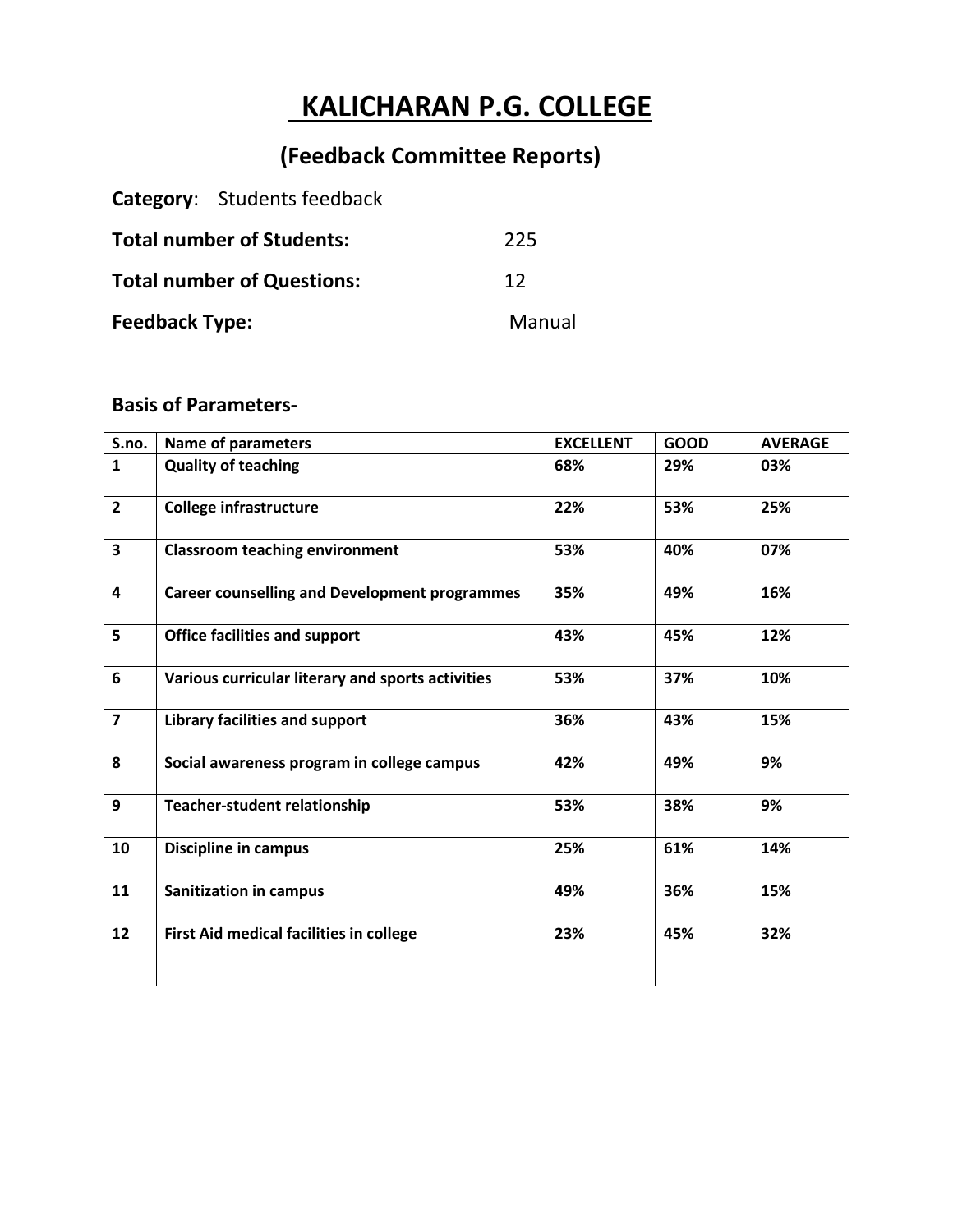# KALICHARAN P.G. COLLEGE

## (Feedback Committee Reports)

**Category**: Students feedback

**Total number of Students:** 225

**Total number of Questions:** 12

**Feedback Type:** Manual

### Basis of Parameters-

| S.no. | Name of parameters | EXCELLENT | GOOD | AVERAGE |
|---|---|---|---|---|
| **1** | **Quality of teaching** | **68%** | **29%** | **03%** |
| **2** | **College infrastructure** | **22%** | **53%** | **25%** |
| **3** | **Classroom teaching environment** | **53%** | **40%** | **07%** |
| **4** | **Career counselling and Development programmes** | **35%** | **49%** | **16%** |
| **5** | **Office facilities and support** | **43%** | **45%** | **12%** |
| **6** | **Various curricular literary and sports activities** | **53%** | **37%** | **10%** |
| **7** | **Library facilities and support** | **36%** | **43%** | **15%** |
| **8** | **Social awareness program in college campus** | **42%** | **49%** | **9%** |
| **9** | **Teacher-student relationship** | **53%** | **38%** | **9%** |
| **10** | **Discipline in campus** | **25%** | **61%** | **14%** |
| **11** | **Sanitization in campus** | **49%** | **36%** | **15%** |
| **12** | **First Aid medical facilities in college** | **23%** | **45%** | **32%** |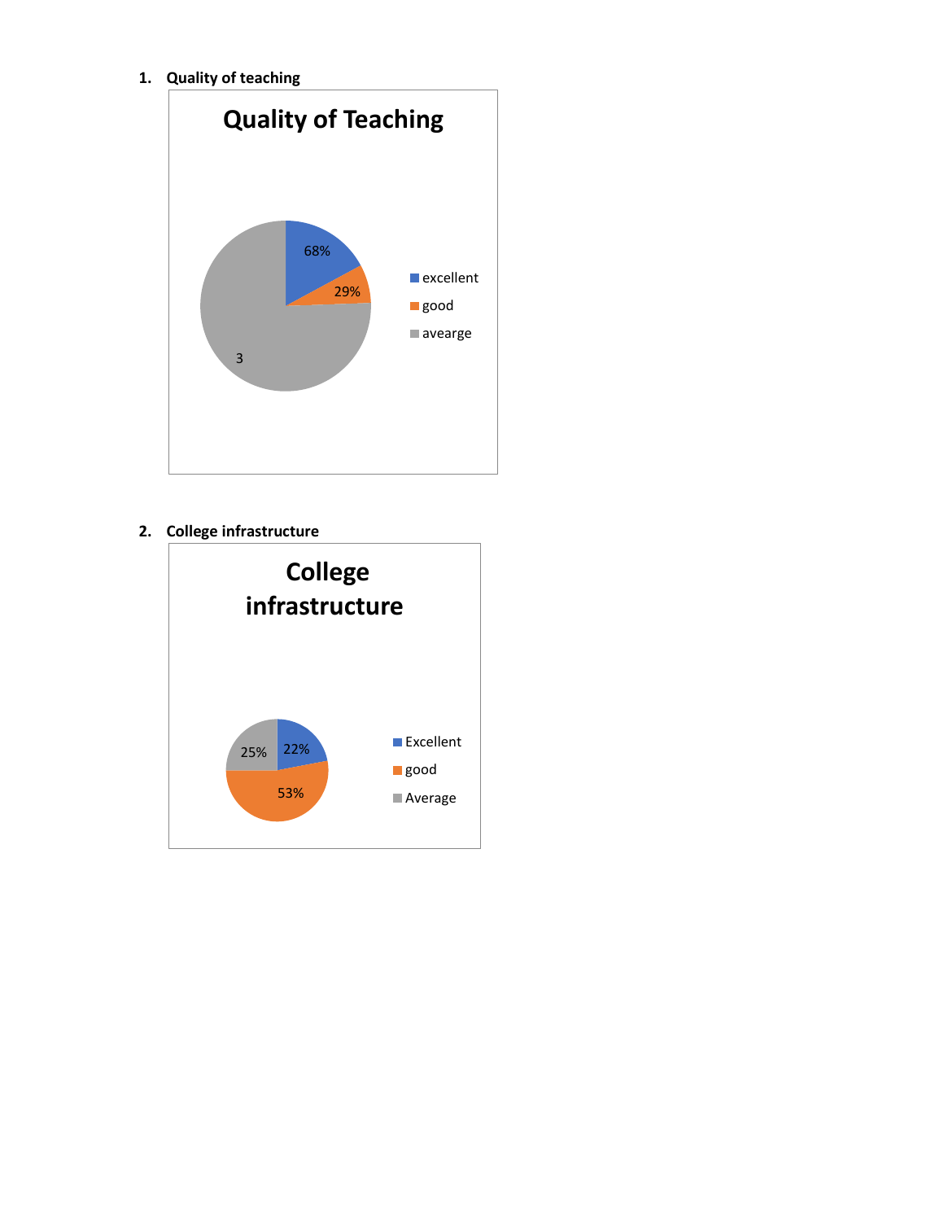1. **Quality of teaching**

Quality of Teaching

- excellent: 68%
- good: 29%
- avearge: 3

2. **College infrastructure**

College infrastructure

- Excellent: 22%
- good: 53%
- Average: 25%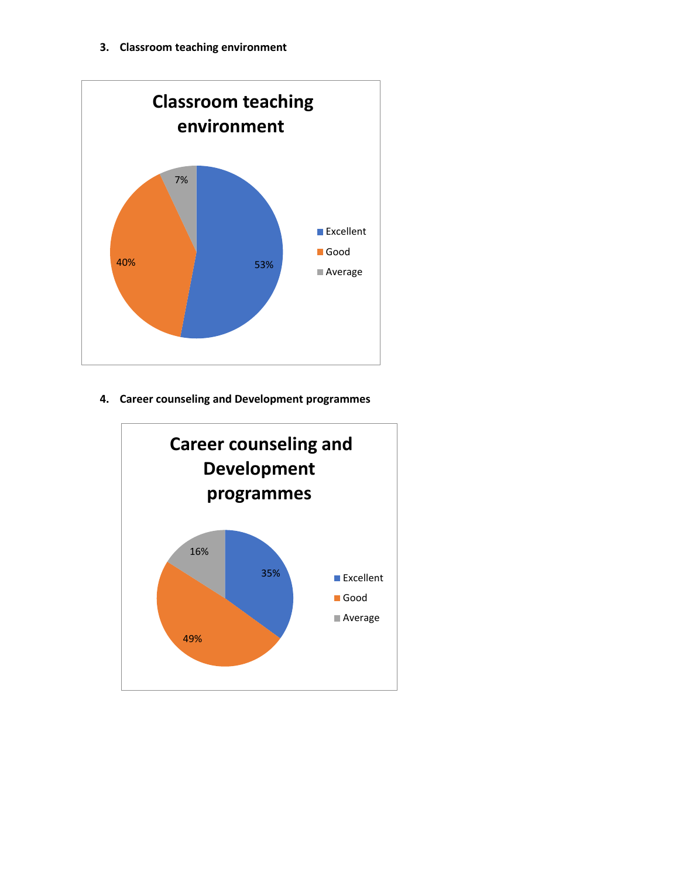3. **Classroom teaching environment**

**Classroom teaching environment**

| Category | Percentage |
| --- | --- |
| Excellent | 53% |
| Good | 40% |
| Average | 7% |

4. **Career counseling and Development programmes**

**Career counseling and Development programmes**

| Category | Percentage |
| --- | --- |
| Excellent | 35% |
| Good | 49% |
| Average | 16% |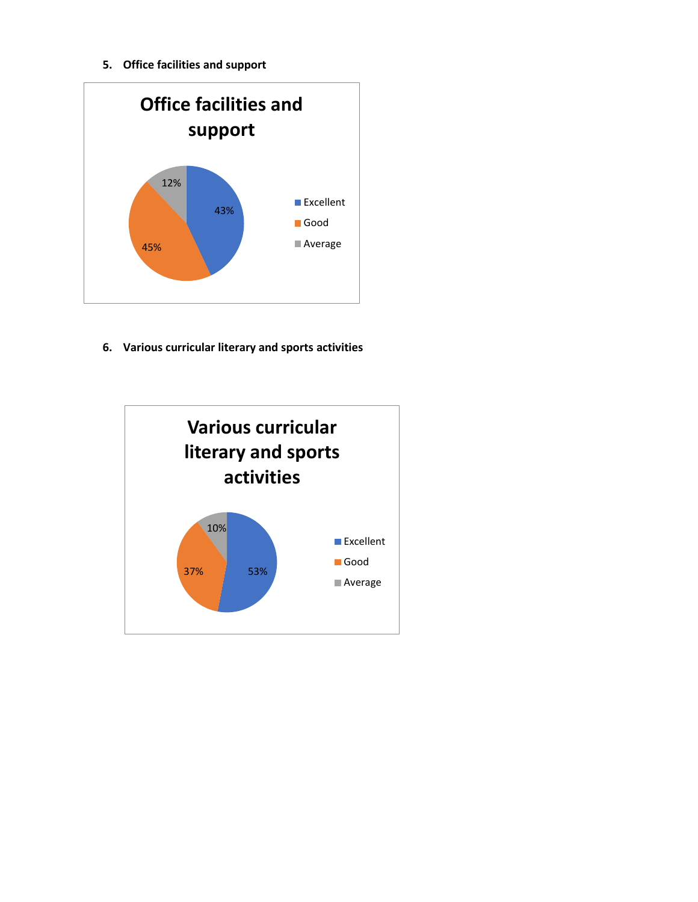5. **Office facilities and support**

Office facilities and support

| Rating | Percentage |
|---|---|
| Excellent | 43% |
| Good | 45% |
| Average | 12% |

6. **Various curricular literary and sports activities**

Various curricular literary and sports activities

| Rating | Percentage |
|---|---|
| Excellent | 53% |
| Good | 37% |
| Average | 10% |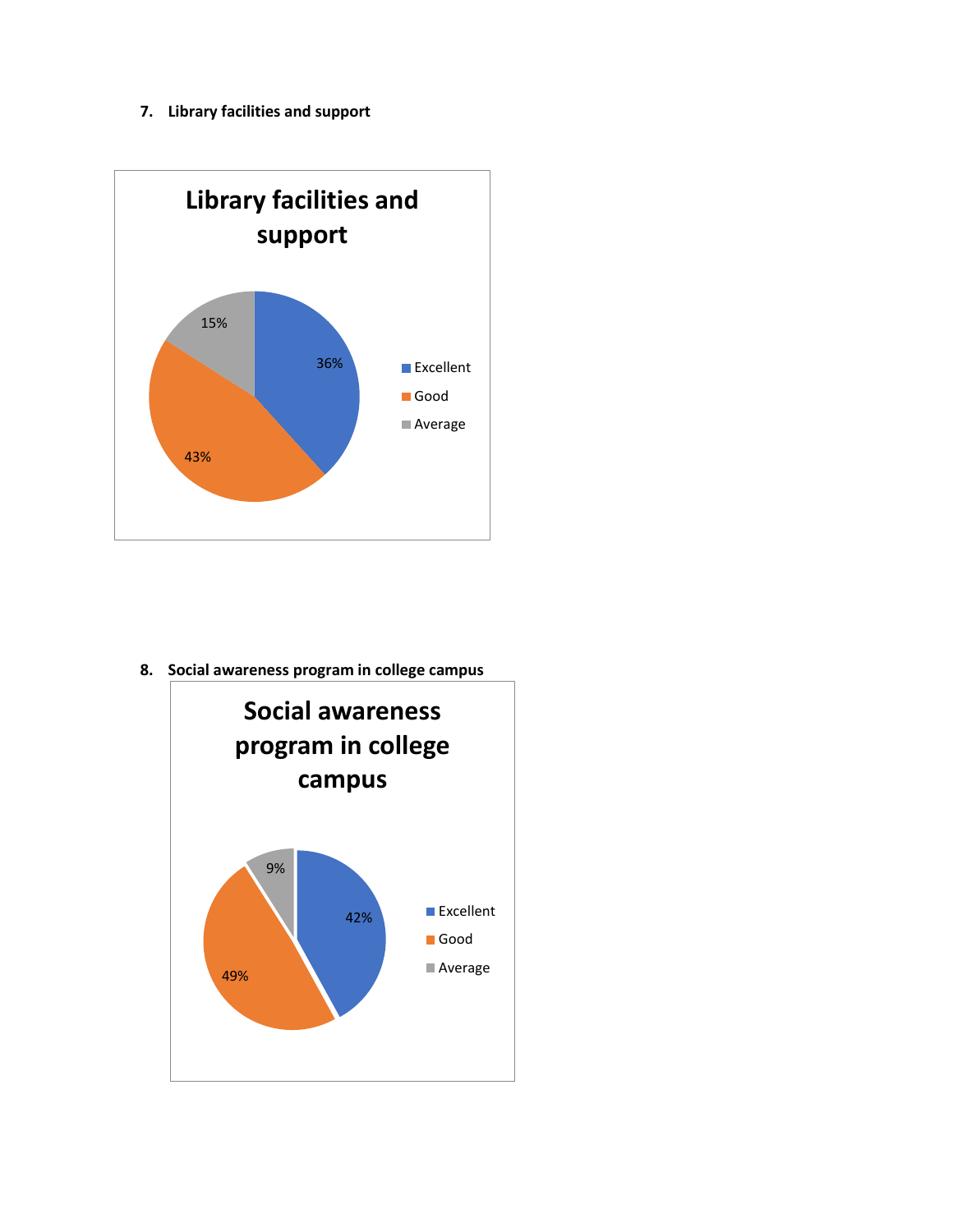7. **Library facilities and support**

Library facilities and support

| Category | Percentage |
| --- | --- |
| Excellent | 36% |
| Good | 43% |
| Average | 15% |

8. **Social awareness program in college campus**

Social awareness program in college campus

| Category | Percentage |
| --- | --- |
| Excellent | 42% |
| Good | 49% |
| Average | 9% |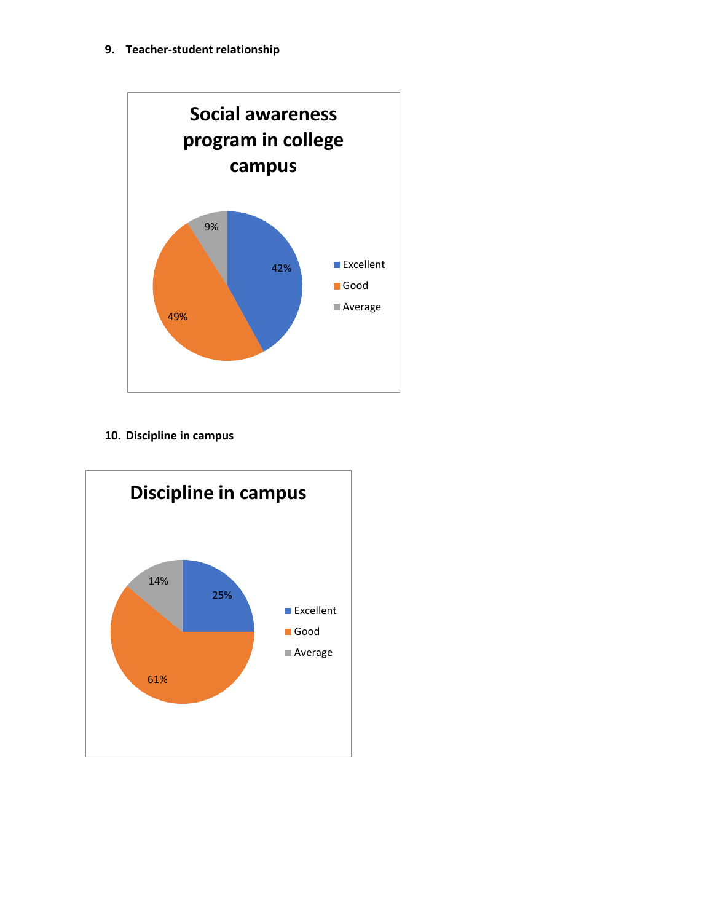**9. Teacher-student relationship**

**Social awareness program in college campus**

| Category | Percentage |
|---|---|
| Excellent | 42% |
| Good | 49% |
| Average | 9% |

**10. Discipline in campus**

**Discipline in campus**

| Category | Percentage |
|---|---|
| Excellent | 25% |
| Good | 61% |
| Average | 14% |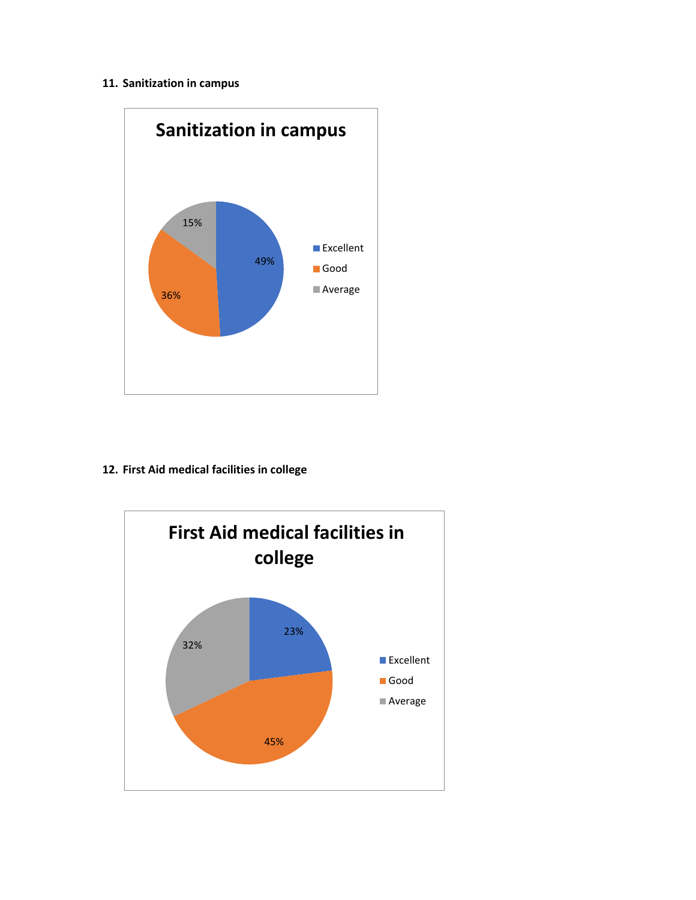11. **Sanitization in campus**

Sanitization in campus

| Rating | Percentage |
| --- | --- |
| Excellent | 49% |
| Good | 36% |
| Average | 15% |

12. **First Aid medical facilities in college**

First Aid medical facilities in college

| Rating | Percentage |
| --- | --- |
| Excellent | 23% |
| Good | 45% |
| Average | 32% |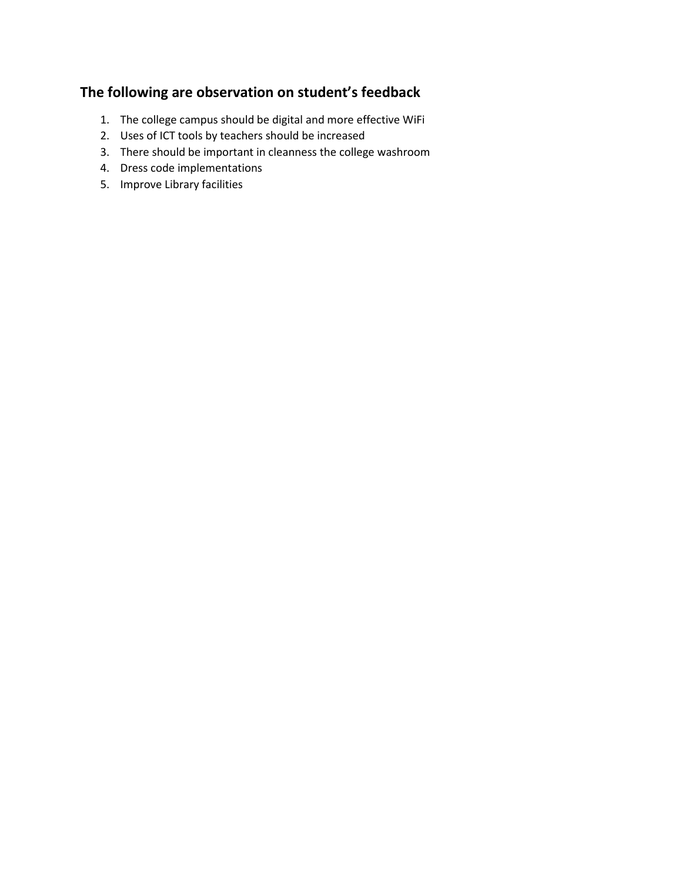## The following are observation on student's feedback

1. The college campus should be digital and more effective WiFi
2. Uses of ICT tools by teachers should be increased
3. There should be important in cleanness the college washroom
4. Dress code implementations
5. Improve Library facilities